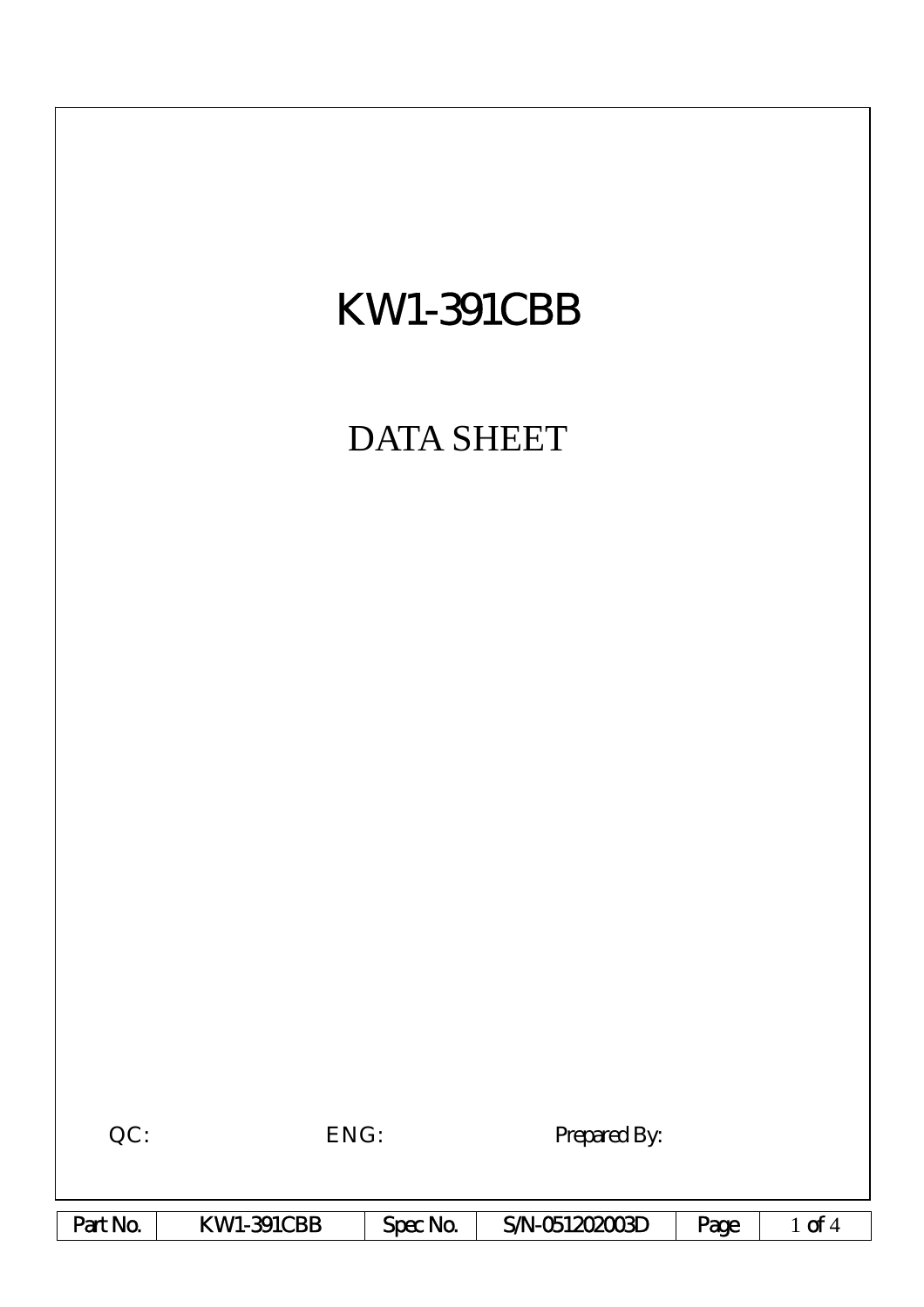# KW1-391CBB

## DATA SHEET

QC: ENG: Prepared By:

| Part No. | KW1-391CBB | Spec No. | S/N-051202003D |
|---|---|---|---|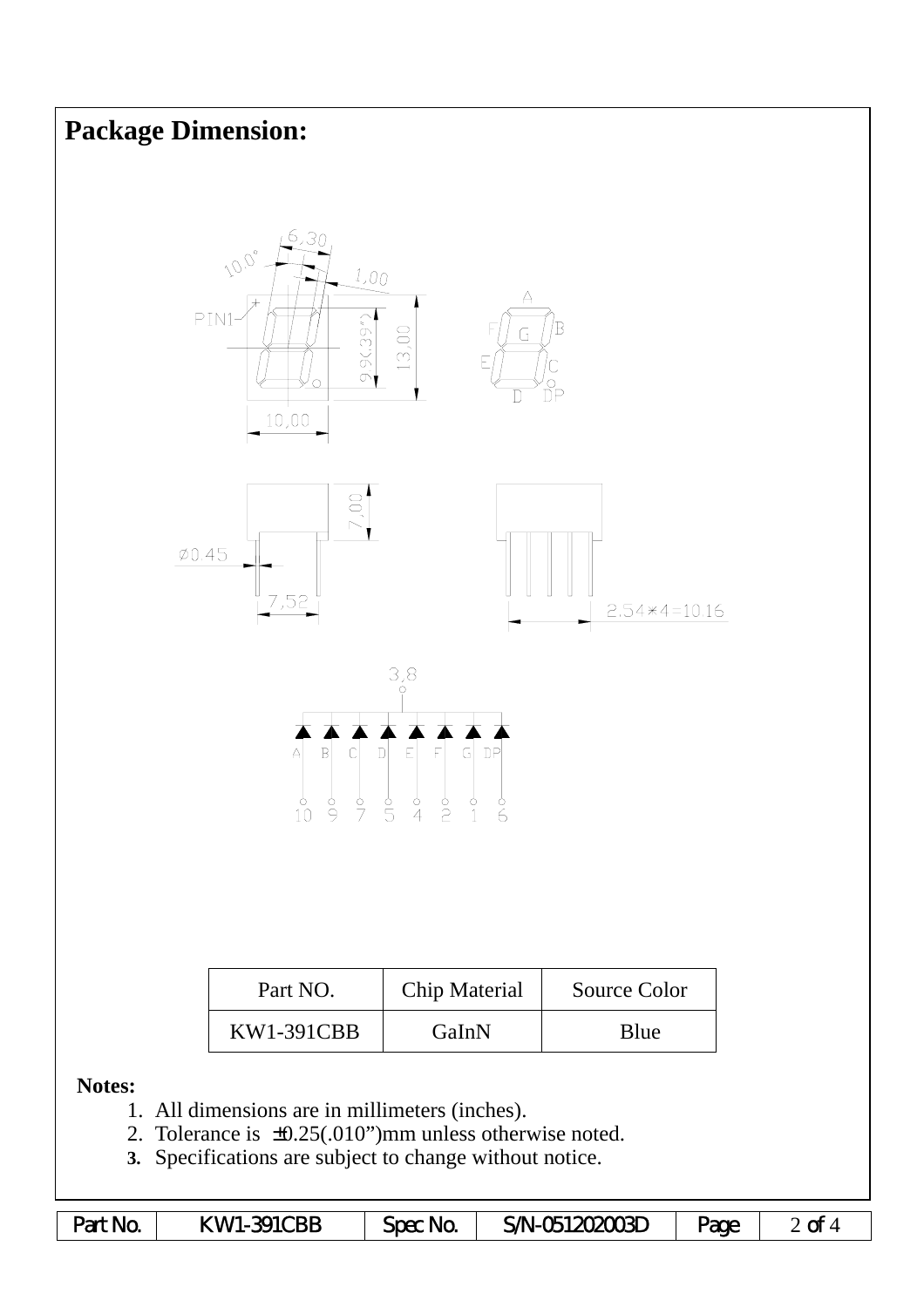# Package Dimension:

| Part NO. | Chip Material | Source Color |
|---|---|---|
| KW1-391CBB | GaInN | Blue |

**Notes:**

1. All dimensions are in millimeters (inches).
2. Tolerance is ±0.25(.010")mm unless otherwise noted.
3. Specifications are subject to change without notice.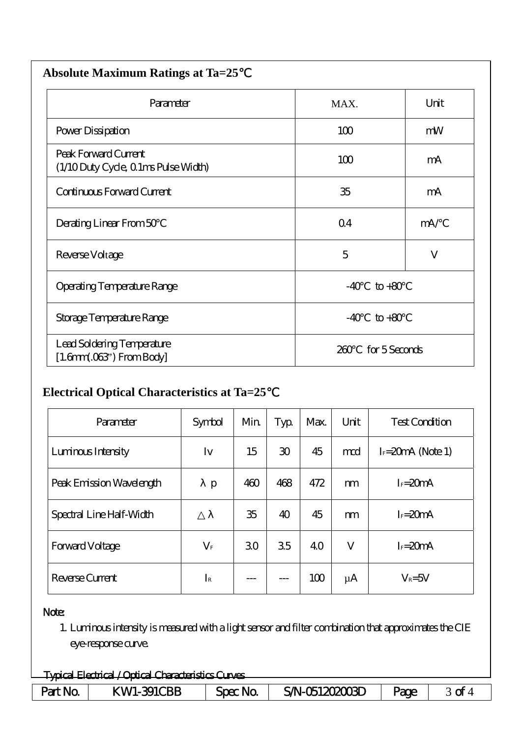## Absolute Maximum Ratings at Ta=25℃

| Parameter | MAX. | Unit |
|---|---|---|
| Power Dissipation | 100 | mW |
| Peak Forward Current (1/10 Duty Cycle, 0.1ms Pulse Width) | 100 | mA |
| Continuous Forward Current | 35 | mA |
| Derating Linear From 50°C | 0.4 | mA/°C |
| Reverse Voltage | 5 | V |
| Operating Temperature Range | -40°C to +80°C | |
| Storage Temperature Range | -40°C to +80°C | |
| Lead Soldering Temperature [1.6mm(.063") From Body] | 260°C for 5 Seconds | |

## Electrical Optical Characteristics at Ta=25℃

| Parameter | Symbol | Min. | Typ. | Max. | Unit | Test Condition |
|---|---|---|---|---|---|---|
| Luminous Intensity | Iv | 15 | 30 | 45 | mcd | $I_F$=20mA (Note 1) |
| Peak Emission Wavelength | $\lambda p$ | 460 | 468 | 472 | nm | $I_F$=20mA |
| Spectral Line Half-Width | $\triangle\lambda$ | 35 | 40 | 45 | nm | $I_F$=20mA |
| Forward Voltage | $V_F$ | 3.0 | 3.5 | 4.0 | V | $I_F$=20mA |
| Reverse Current | $I_R$ | --- | --- | 100 | μA | $V_R$=5V |

Note:

1. Luminous intensity is measured with a light sensor and filter combination that approximates the CIE eye-response curve.

Typical Electrical / Optical Characteristics Curves

| Part No. | KW1-391CBB | Spec No. | S/N-051202003D |
|---|---|---|---|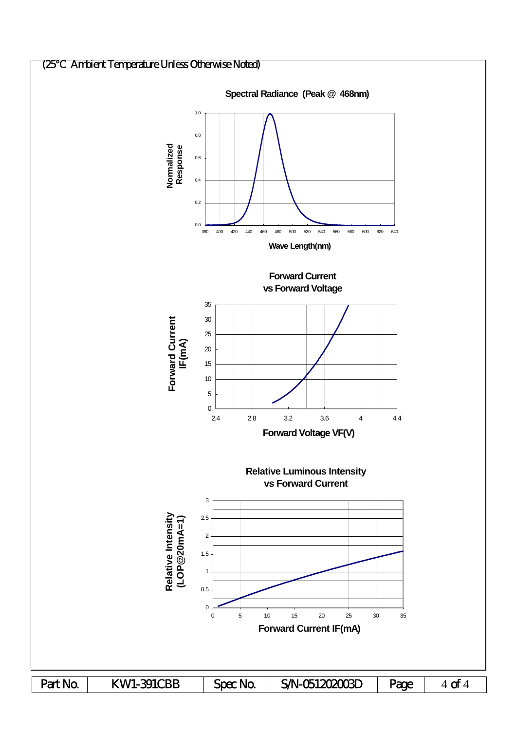(25°C Ambient Temperature Unless Otherwise Noted)

**Spectral Radiance (Peak @ 468nm)**

Normalized Response

1.0
0.8
0.6
0.4
0.2
0.0

380 400 420 440 460 480 500 520 540 560 580 600 620 640

Wave Length(nm)

**Forward Current vs Forward Voltage**

Forward Current IF(mA)

35
30
25
20
15
10
5
0

2.4 2.8 3.2 3.6 4 4.4

Forward Voltage VF(V)

**Relative Luminous Intensity vs Forward Current**

Relative Intensity (LOP@20mA=1)

3
2.5
2
1.5
1
0.5
0

0 5 10 15 20 25 30 35

Forward Current IF(mA)

| Part No. | KW1-391CBB | Spec No. | S/N-051202003D |
|---|---|---|---|